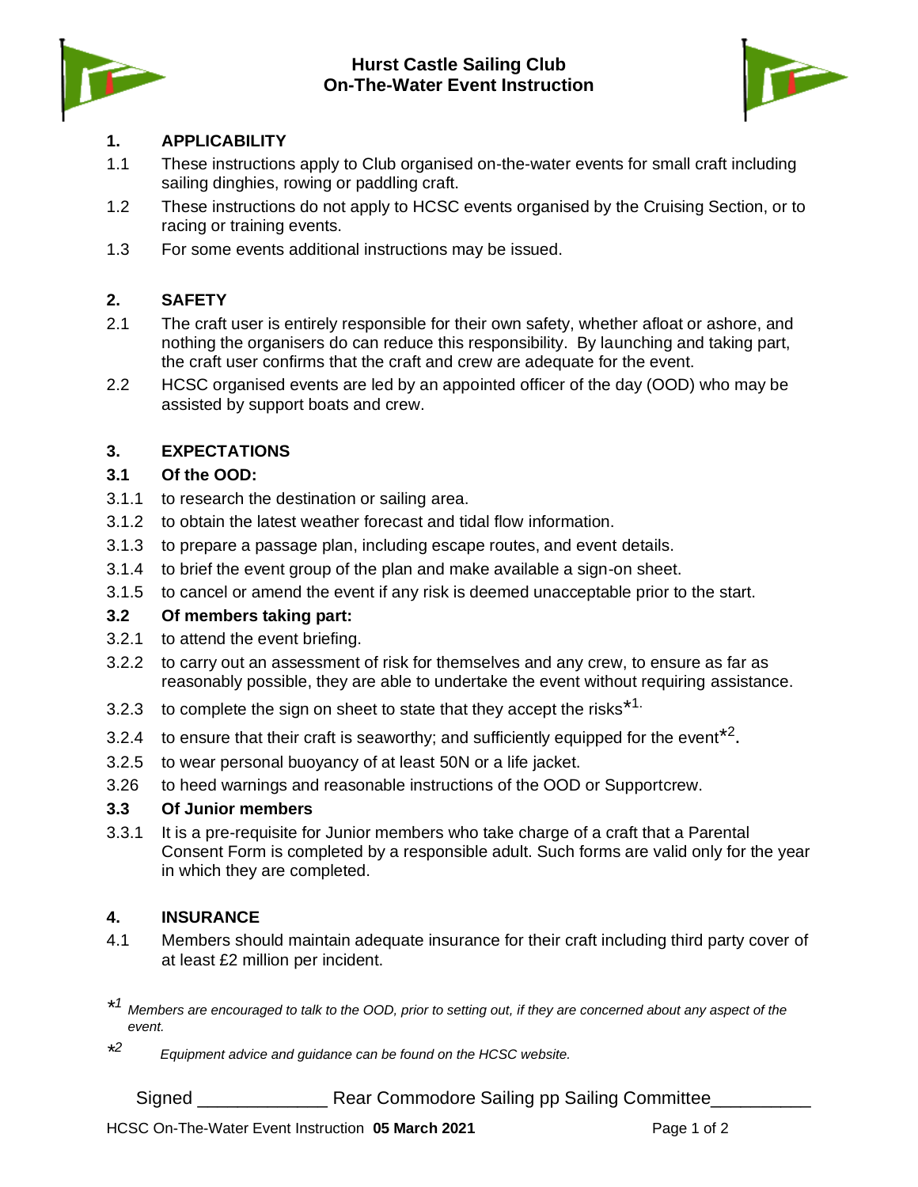# Hurst Castle Sailing Club
# On-The-Water Event Instruction

## 1. APPLICABILITY

1.1 These instructions apply to Club organised on-the-water events for small craft including sailing dinghies, rowing or paddling craft.

1.2 These instructions do not apply to HCSC events organised by the Cruising Section, or to racing or training events.

1.3 For some events additional instructions may be issued.

## 2. SAFETY

2.1 The craft user is entirely responsible for their own safety, whether afloat or ashore, and nothing the organisers do can reduce this responsibility. By launching and taking part, the craft user confirms that the craft and crew are adequate for the event.

2.2 HCSC organised events are led by an appointed officer of the day (OOD) who may be assisted by support boats and crew.

## 3. EXPECTATIONS

### 3.1 Of the OOD:

3.1.1 to research the destination or sailing area.

3.1.2 to obtain the latest weather forecast and tidal flow information.

3.1.3 to prepare a passage plan, including escape routes, and event details.

3.1.4 to brief the event group of the plan and make available a sign-on sheet.

3.1.5 to cancel or amend the event if any risk is deemed unacceptable prior to the start.

### 3.2 Of members taking part:

3.2.1 to attend the event briefing.

3.2.2 to carry out an assessment of risk for themselves and any crew, to ensure as far as reasonably possible, they are able to undertake the event without requiring assistance.

3.2.3 to complete the sign on sheet to state that they accept the risks*[1.]

3.2.4 to ensure that their craft is seaworthy; and sufficiently equipped for the event*[2].

3.2.5 to wear personal buoyancy of at least 50N or a life jacket.

3.26 to heed warnings and reasonable instructions of the OOD or Supportcrew.

### 3.3 Of Junior members

3.3.1 It is a pre-requisite for Junior members who take charge of a craft that a Parental Consent Form is completed by a responsible adult. Such forms are valid only for the year in which they are completed.

## 4. INSURANCE

4.1 Members should maintain adequate insurance for their craft including third party cover of at least £2 million per incident.

*[1] *Members are encouraged to talk to the OOD, prior to setting out, if they are concerned about any aspect of the event.*

*[2] *Equipment advice and guidance can be found on the HCSC website.*

Signed _____________ Rear Commodore Sailing pp Sailing Committee__________

HCSC On-The-Water Event Instruction **05 March 2021**